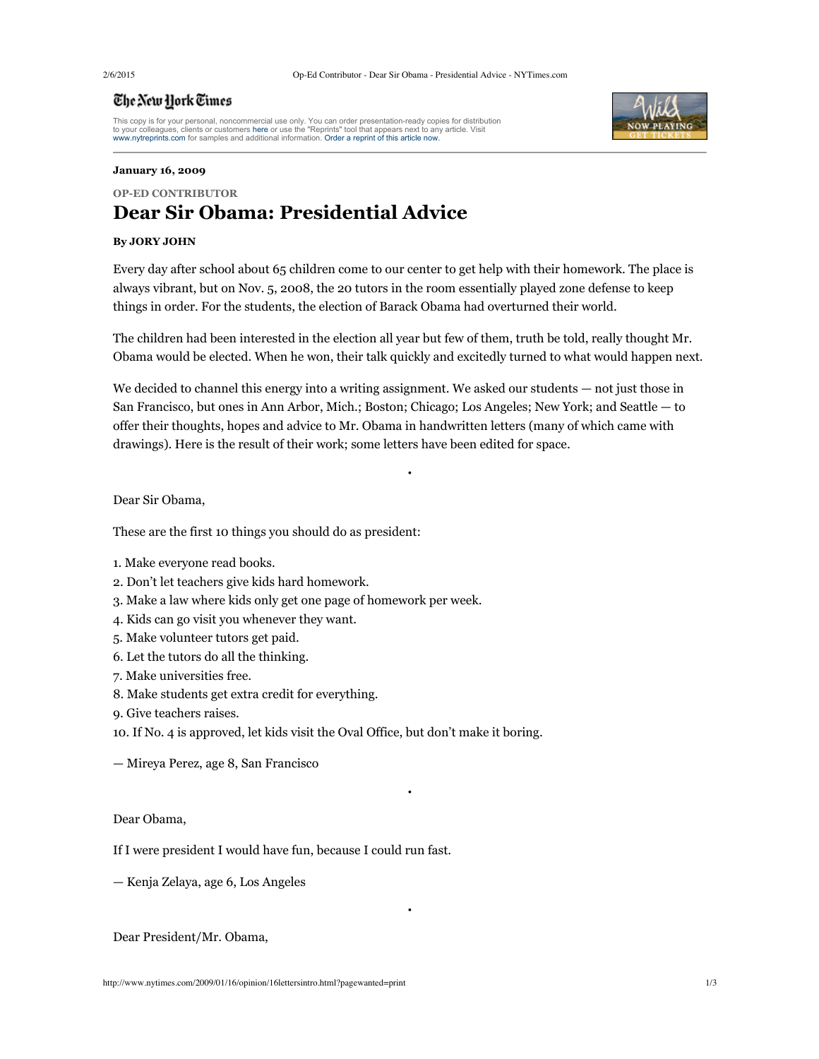January 16, 2009

OP-ED CONTRIBUTOR

# Dear Sir Obama: Presidential Advice

**By JORY JOHN**

Every day after school about 65 children come to our center to get help with their homework. The place is always vibrant, but on Nov. 5, 2008, the 20 tutors in the room essentially played zone defense to keep things in order. For the students, the election of Barack Obama had overturned their world.

The children had been interested in the election all year but few of them, truth be told, really thought Mr. Obama would be elected. When he won, their talk quickly and excitedly turned to what would happen next.

We decided to channel this energy into a writing assignment. We asked our students — not just those in San Francisco, but ones in Ann Arbor, Mich.; Boston; Chicago; Los Angeles; New York; and Seattle — to offer their thoughts, hopes and advice to Mr. Obama in handwritten letters (many of which came with drawings). Here is the result of their work; some letters have been edited for space.

•

Dear Sir Obama,

These are the first 10 things you should do as president:

1. Make everyone read books.
2. Don't let teachers give kids hard homework.
3. Make a law where kids only get one page of homework per week.
4. Kids can go visit you whenever they want.
5. Make volunteer tutors get paid.
6. Let the tutors do all the thinking.
7. Make universities free.
8. Make students get extra credit for everything.
9. Give teachers raises.
10. If No. 4 is approved, let kids visit the Oval Office, but don't make it boring.

— Mireya Perez, age 8, San Francisco

•

Dear Obama,

If I were president I would have fun, because I could run fast.

— Kenja Zelaya, age 6, Los Angeles

•

Dear President/Mr. Obama,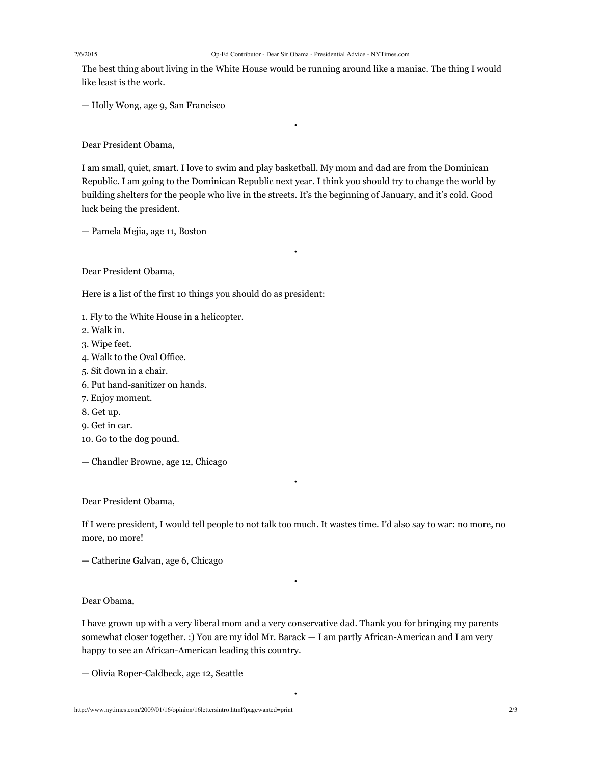The best thing about living in the White House would be running around like a maniac. The thing I would like least is the work.

— Holly Wong, age 9, San Francisco

•

Dear President Obama,

I am small, quiet, smart. I love to swim and play basketball. My mom and dad are from the Dominican Republic. I am going to the Dominican Republic next year. I think you should try to change the world by building shelters for the people who live in the streets. It's the beginning of January, and it's cold. Good luck being the president.

— Pamela Mejia, age 11, Boston

•

Dear President Obama,

Here is a list of the first 10 things you should do as president:

1. Fly to the White House in a helicopter.
2. Walk in.
3. Wipe feet.
4. Walk to the Oval Office.
5. Sit down in a chair.
6. Put hand-sanitizer on hands.
7. Enjoy moment.
8. Get up.
9. Get in car.
10. Go to the dog pound.

— Chandler Browne, age 12, Chicago

•

Dear President Obama,

If I were president, I would tell people to not talk too much. It wastes time. I'd also say to war: no more, no more, no more!

— Catherine Galvan, age 6, Chicago

•

Dear Obama,

I have grown up with a very liberal mom and a very conservative dad. Thank you for bringing my parents somewhat closer together. :) You are my idol Mr. Barack — I am partly African-American and I am very happy to see an African-American leading this country.

— Olivia Roper-Caldbeck, age 12, Seattle

•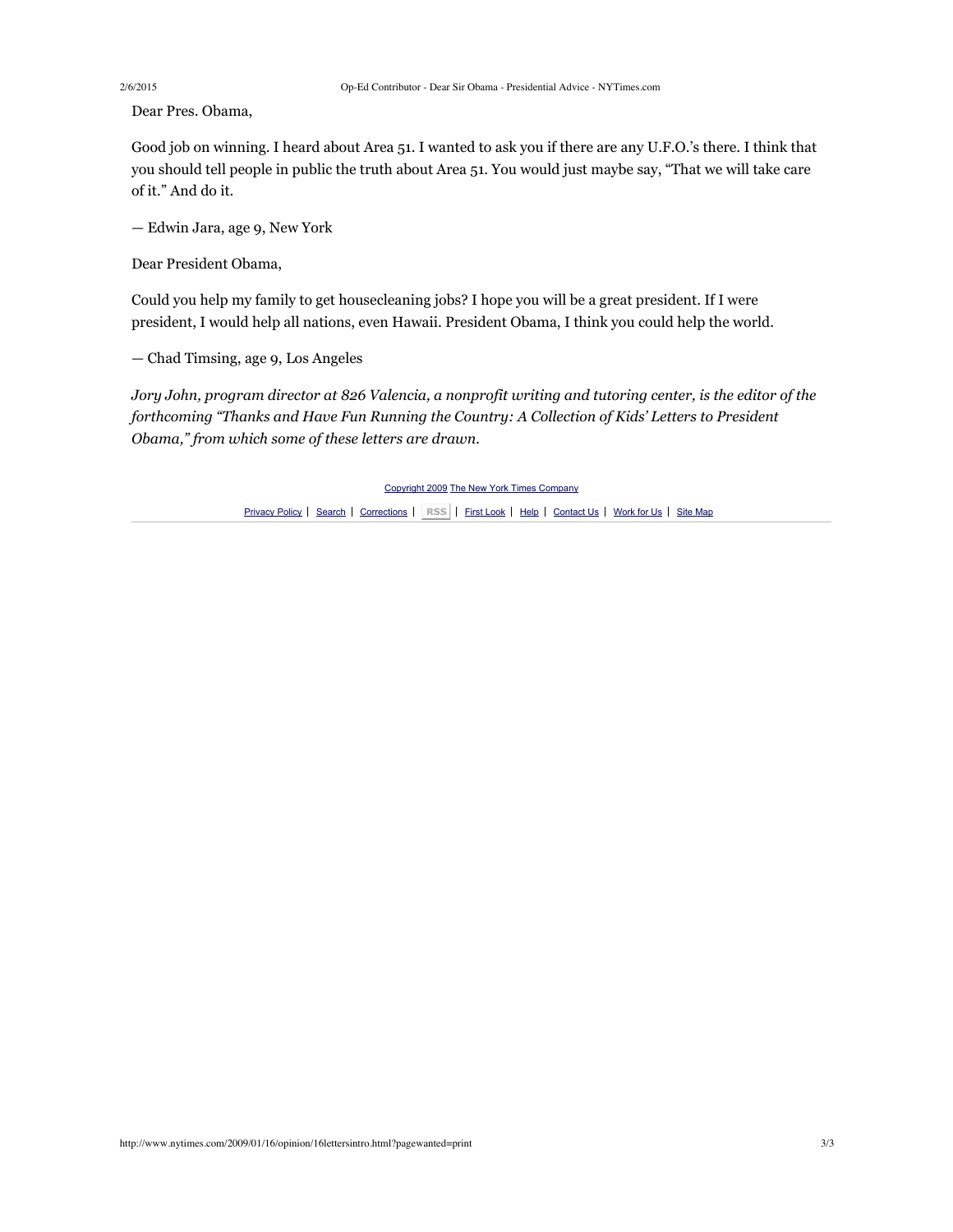Dear Pres. Obama,

Good job on winning. I heard about Area 51. I wanted to ask you if there are any U.F.O.'s there. I think that you should tell people in public the truth about Area 51. You would just maybe say, "That we will take care of it." And do it.

— Edwin Jara, age 9, New York

Dear President Obama,

Could you help my family to get housecleaning jobs? I hope you will be a great president. If I were president, I would help all nations, even Hawaii. President Obama, I think you could help the world.

— Chad Timsing, age 9, Los Angeles

*Jory John, program director at 826 Valencia, a nonprofit writing and tutoring center, is the editor of the forthcoming "Thanks and Have Fun Running the Country: A Collection of Kids' Letters to President Obama," from which some of these letters are drawn.*

Copyright 2009 The New York Times Company

Privacy Policy | Search | Corrections | RSS | First Look | Help | Contact Us | Work for Us | Site Map